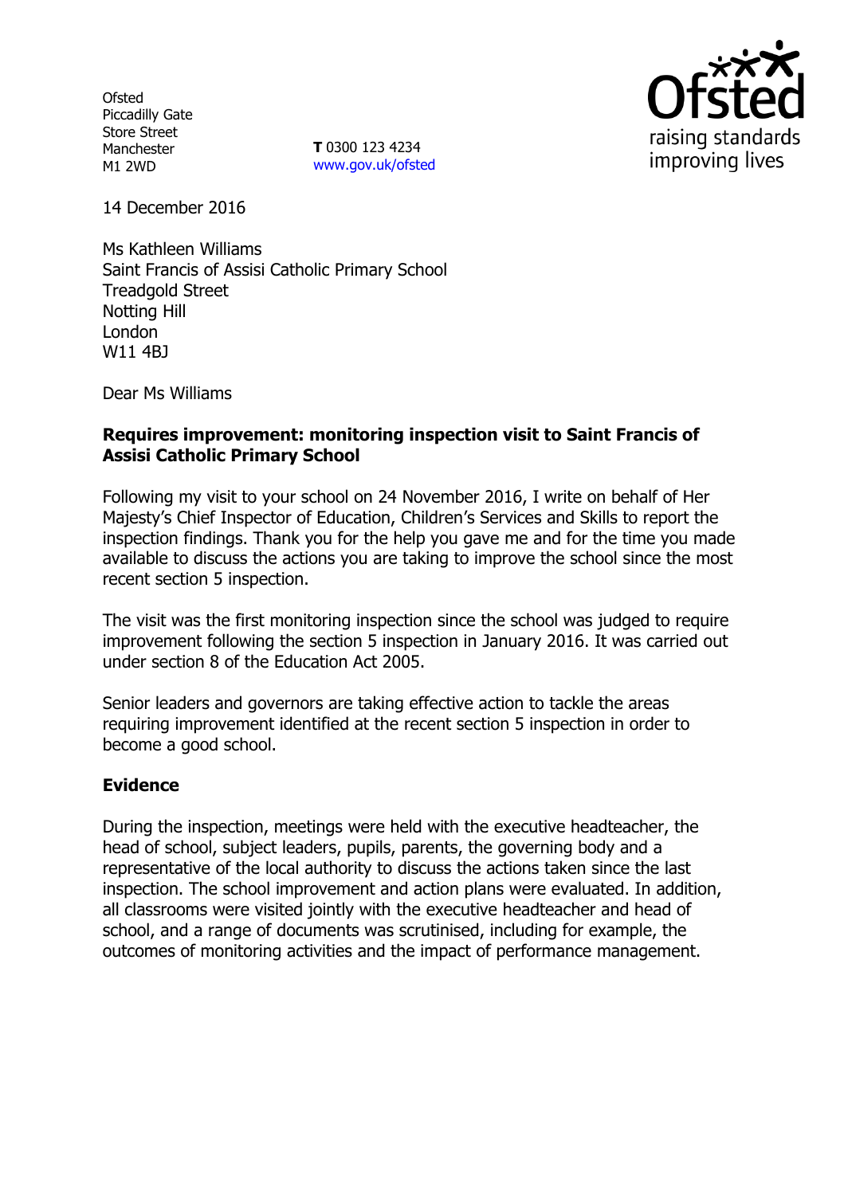Ofsted
Piccadilly Gate
Store Street
Manchester
M1 2WD

**T** 0300 123 4234
www.gov.uk/ofsted

raising standards
improving lives

14 December 2016

Ms Kathleen Williams
Saint Francis of Assisi Catholic Primary School
Treadgold Street
Notting Hill
London
W11 4BJ

Dear Ms Williams

**Requires improvement: monitoring inspection visit to Saint Francis of Assisi Catholic Primary School**

Following my visit to your school on 24 November 2016, I write on behalf of Her Majesty's Chief Inspector of Education, Children's Services and Skills to report the inspection findings. Thank you for the help you gave me and for the time you made available to discuss the actions you are taking to improve the school since the most recent section 5 inspection.

The visit was the first monitoring inspection since the school was judged to require improvement following the section 5 inspection in January 2016. It was carried out under section 8 of the Education Act 2005.

Senior leaders and governors are taking effective action to tackle the areas requiring improvement identified at the recent section 5 inspection in order to become a good school.

## Evidence

During the inspection, meetings were held with the executive headteacher, the head of school, subject leaders, pupils, parents, the governing body and a representative of the local authority to discuss the actions taken since the last inspection. The school improvement and action plans were evaluated. In addition, all classrooms were visited jointly with the executive headteacher and head of school, and a range of documents was scrutinised, including for example, the outcomes of monitoring activities and the impact of performance management.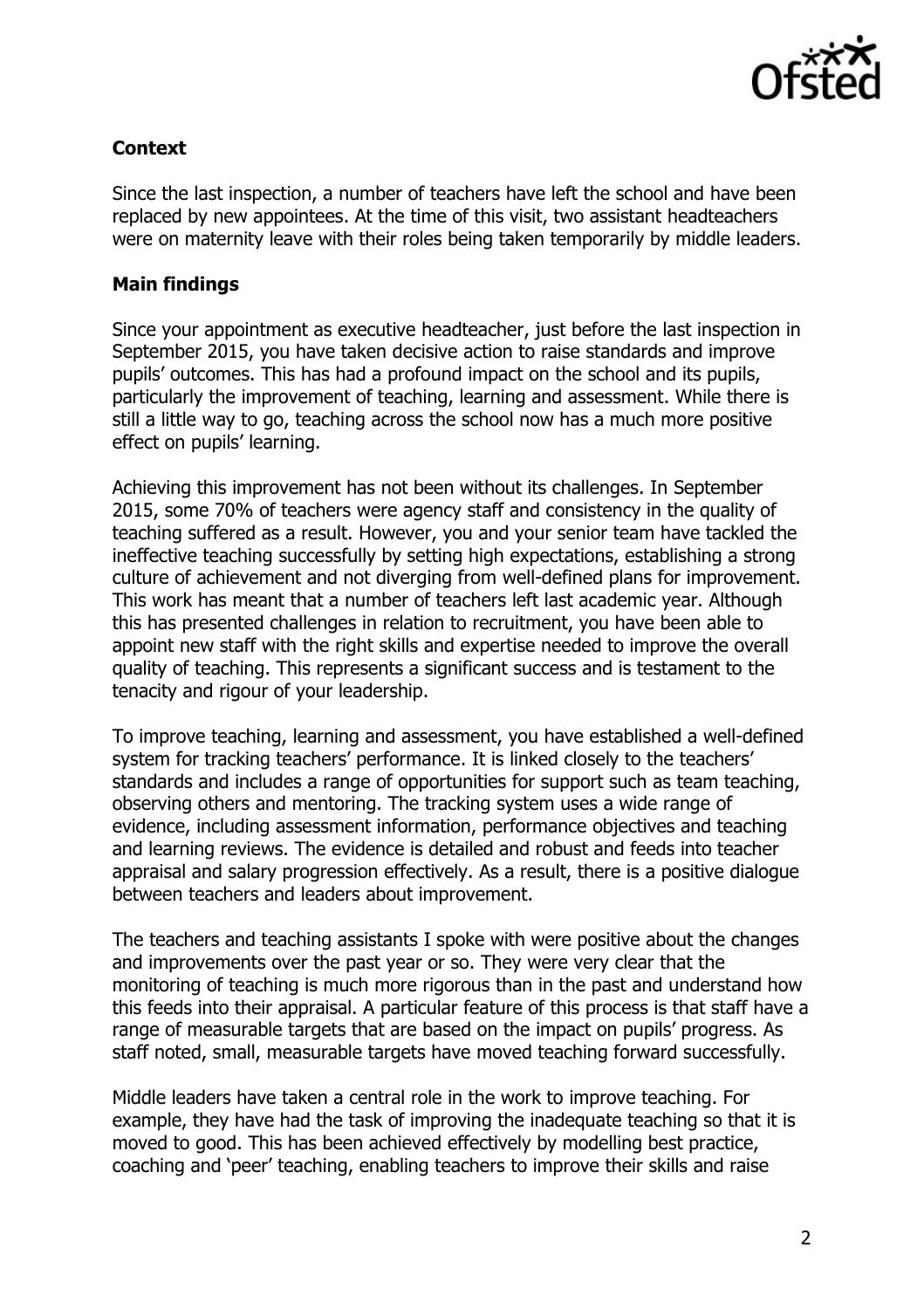## Context

Since the last inspection, a number of teachers have left the school and have been replaced by new appointees. At the time of this visit, two assistant headteachers were on maternity leave with their roles being taken temporarily by middle leaders.

## Main findings

Since your appointment as executive headteacher, just before the last inspection in September 2015, you have taken decisive action to raise standards and improve pupils' outcomes. This has had a profound impact on the school and its pupils, particularly the improvement of teaching, learning and assessment. While there is still a little way to go, teaching across the school now has a much more positive effect on pupils' learning.

Achieving this improvement has not been without its challenges. In September 2015, some 70% of teachers were agency staff and consistency in the quality of teaching suffered as a result. However, you and your senior team have tackled the ineffective teaching successfully by setting high expectations, establishing a strong culture of achievement and not diverging from well-defined plans for improvement. This work has meant that a number of teachers left last academic year. Although this has presented challenges in relation to recruitment, you have been able to appoint new staff with the right skills and expertise needed to improve the overall quality of teaching. This represents a significant success and is testament to the tenacity and rigour of your leadership.

To improve teaching, learning and assessment, you have established a well-defined system for tracking teachers' performance. It is linked closely to the teachers' standards and includes a range of opportunities for support such as team teaching, observing others and mentoring. The tracking system uses a wide range of evidence, including assessment information, performance objectives and teaching and learning reviews. The evidence is detailed and robust and feeds into teacher appraisal and salary progression effectively. As a result, there is a positive dialogue between teachers and leaders about improvement.

The teachers and teaching assistants I spoke with were positive about the changes and improvements over the past year or so. They were very clear that the monitoring of teaching is much more rigorous than in the past and understand how this feeds into their appraisal. A particular feature of this process is that staff have a range of measurable targets that are based on the impact on pupils' progress. As staff noted, small, measurable targets have moved teaching forward successfully.

Middle leaders have taken a central role in the work to improve teaching. For example, they have had the task of improving the inadequate teaching so that it is moved to good. This has been achieved effectively by modelling best practice, coaching and 'peer' teaching, enabling teachers to improve their skills and raise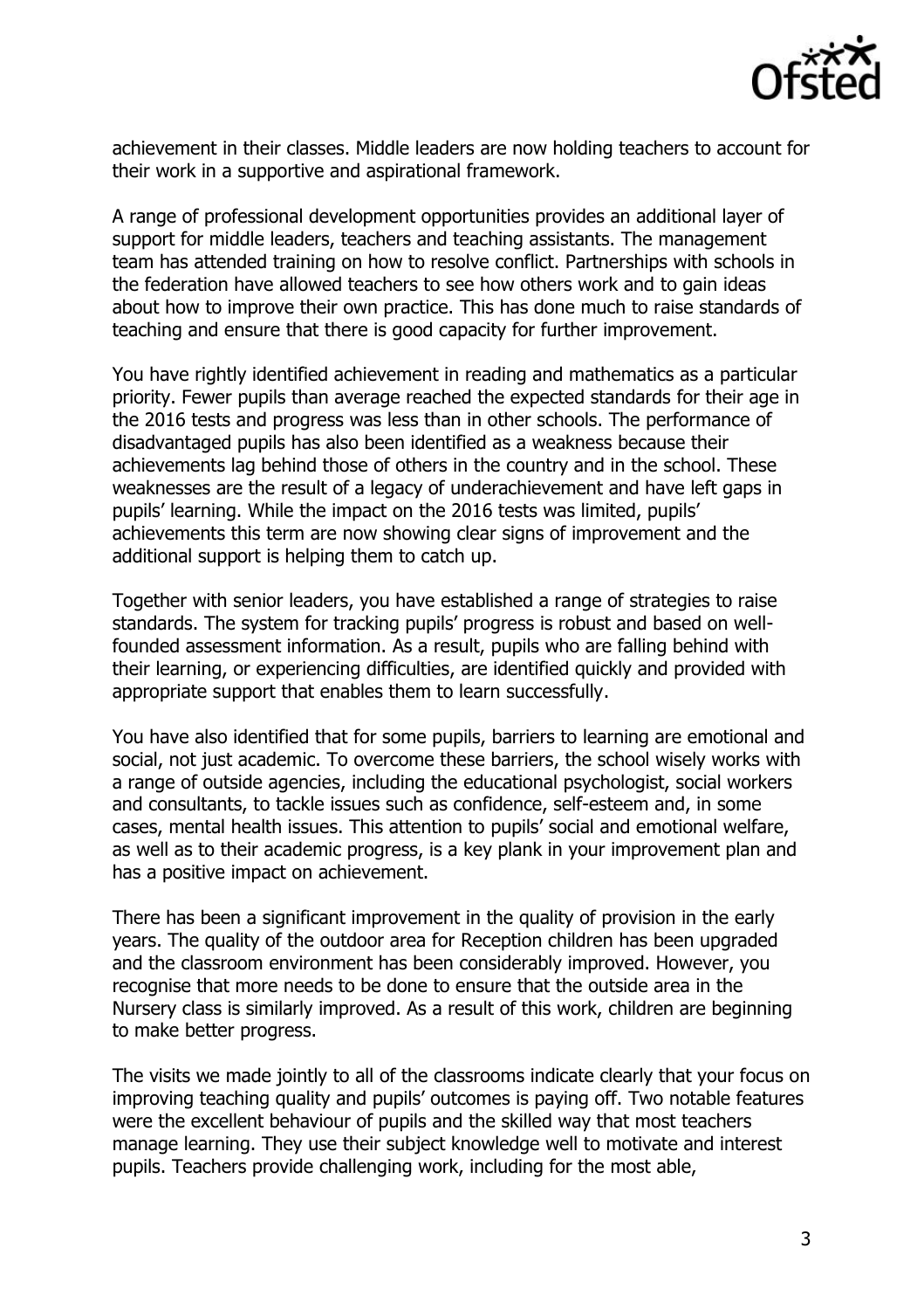achievement in their classes. Middle leaders are now holding teachers to account for their work in a supportive and aspirational framework.

A range of professional development opportunities provides an additional layer of support for middle leaders, teachers and teaching assistants. The management team has attended training on how to resolve conflict. Partnerships with schools in the federation have allowed teachers to see how others work and to gain ideas about how to improve their own practice. This has done much to raise standards of teaching and ensure that there is good capacity for further improvement.

You have rightly identified achievement in reading and mathematics as a particular priority. Fewer pupils than average reached the expected standards for their age in the 2016 tests and progress was less than in other schools. The performance of disadvantaged pupils has also been identified as a weakness because their achievements lag behind those of others in the country and in the school. These weaknesses are the result of a legacy of underachievement and have left gaps in pupils' learning. While the impact on the 2016 tests was limited, pupils' achievements this term are now showing clear signs of improvement and the additional support is helping them to catch up.

Together with senior leaders, you have established a range of strategies to raise standards. The system for tracking pupils' progress is robust and based on well-founded assessment information. As a result, pupils who are falling behind with their learning, or experiencing difficulties, are identified quickly and provided with appropriate support that enables them to learn successfully.

You have also identified that for some pupils, barriers to learning are emotional and social, not just academic. To overcome these barriers, the school wisely works with a range of outside agencies, including the educational psychologist, social workers and consultants, to tackle issues such as confidence, self-esteem and, in some cases, mental health issues. This attention to pupils' social and emotional welfare, as well as to their academic progress, is a key plank in your improvement plan and has a positive impact on achievement.

There has been a significant improvement in the quality of provision in the early years. The quality of the outdoor area for Reception children has been upgraded and the classroom environment has been considerably improved. However, you recognise that more needs to be done to ensure that the outside area in the Nursery class is similarly improved. As a result of this work, children are beginning to make better progress.

The visits we made jointly to all of the classrooms indicate clearly that your focus on improving teaching quality and pupils' outcomes is paying off. Two notable features were the excellent behaviour of pupils and the skilled way that most teachers manage learning. They use their subject knowledge well to motivate and interest pupils. Teachers provide challenging work, including for the most able,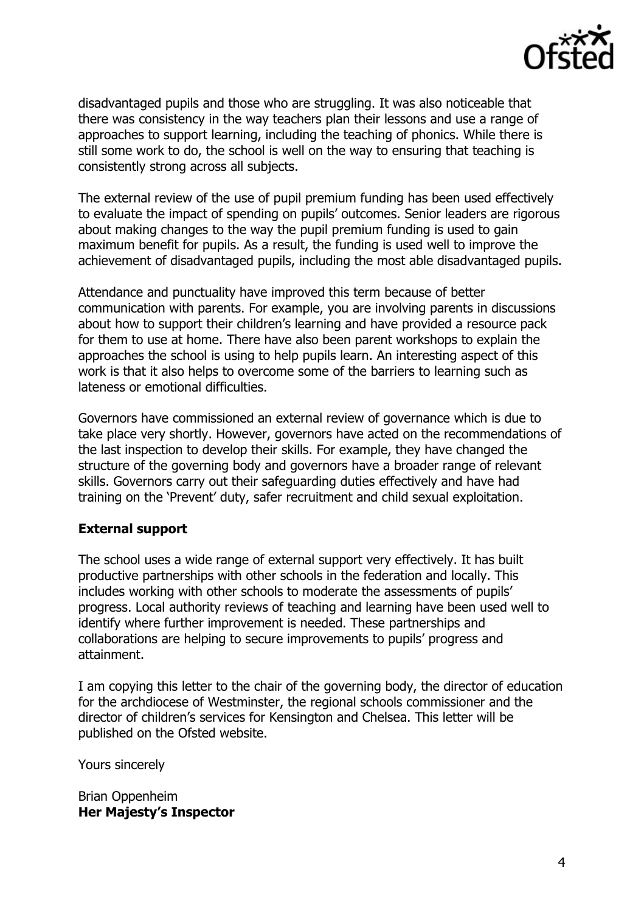disadvantaged pupils and those who are struggling. It was also noticeable that there was consistency in the way teachers plan their lessons and use a range of approaches to support learning, including the teaching of phonics. While there is still some work to do, the school is well on the way to ensuring that teaching is consistently strong across all subjects.

The external review of the use of pupil premium funding has been used effectively to evaluate the impact of spending on pupils' outcomes. Senior leaders are rigorous about making changes to the way the pupil premium funding is used to gain maximum benefit for pupils. As a result, the funding is used well to improve the achievement of disadvantaged pupils, including the most able disadvantaged pupils.

Attendance and punctuality have improved this term because of better communication with parents. For example, you are involving parents in discussions about how to support their children's learning and have provided a resource pack for them to use at home. There have also been parent workshops to explain the approaches the school is using to help pupils learn. An interesting aspect of this work is that it also helps to overcome some of the barriers to learning such as lateness or emotional difficulties.

Governors have commissioned an external review of governance which is due to take place very shortly. However, governors have acted on the recommendations of the last inspection to develop their skills. For example, they have changed the structure of the governing body and governors have a broader range of relevant skills. Governors carry out their safeguarding duties effectively and have had training on the 'Prevent' duty, safer recruitment and child sexual exploitation.

**External support**

The school uses a wide range of external support very effectively. It has built productive partnerships with other schools in the federation and locally. This includes working with other schools to moderate the assessments of pupils' progress. Local authority reviews of teaching and learning have been used well to identify where further improvement is needed. These partnerships and collaborations are helping to secure improvements to pupils' progress and attainment.

I am copying this letter to the chair of the governing body, the director of education for the archdiocese of Westminster, the regional schools commissioner and the director of children's services for Kensington and Chelsea. This letter will be published on the Ofsted website.

Yours sincerely

Brian Oppenheim
**Her Majesty's Inspector**